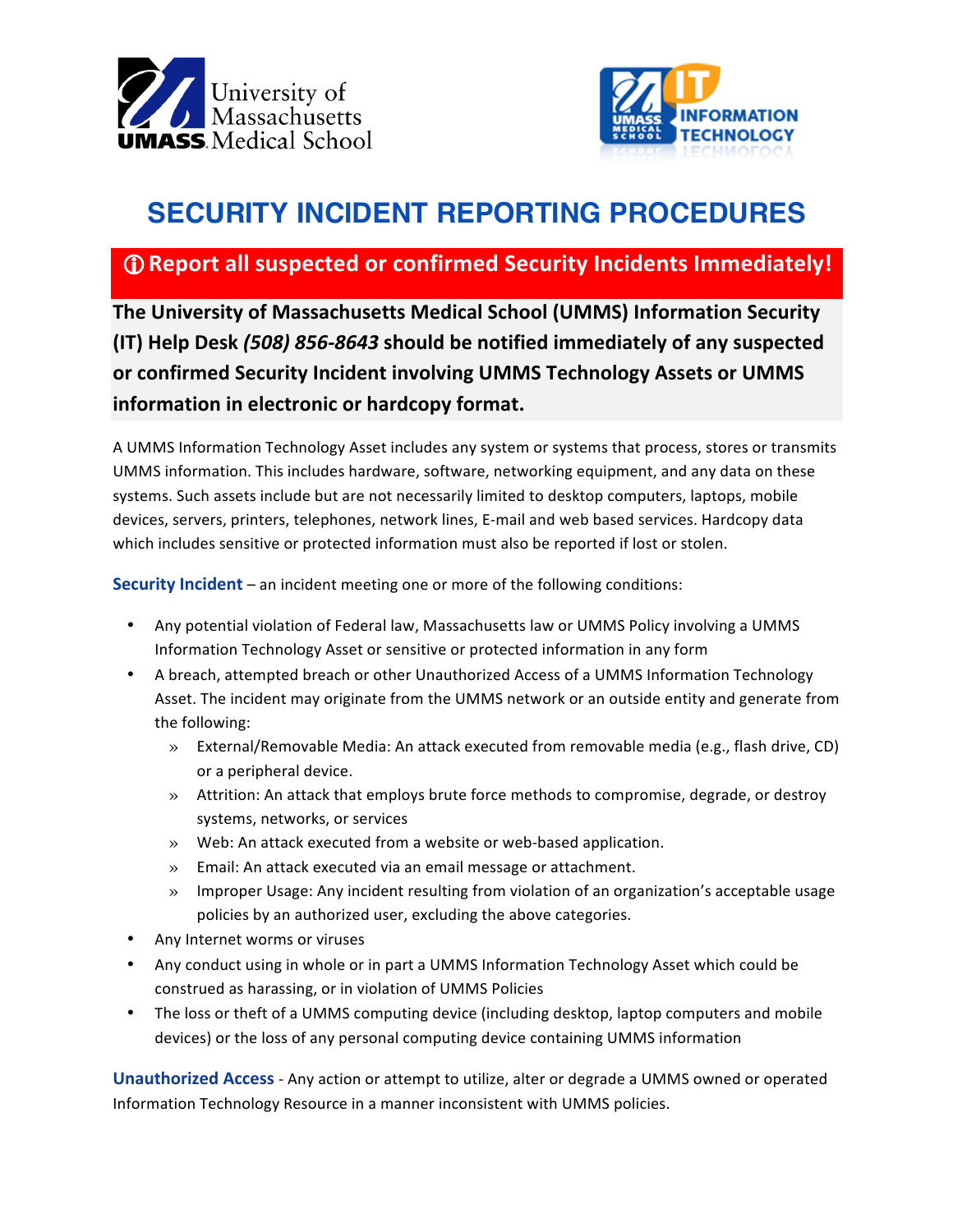University of Massachusetts UMASS Medical School

UMASS Medical School IT INFORMATION TECHNOLOGY

# SECURITY INCIDENT REPORTING PROCEDURES

**ⓘ Report all suspected or confirmed Security Incidents Immediately!**

**The University of Massachusetts Medical School (UMMS) Information Security (IT) Help Desk *(508) 856-8643* should be notified immediately of any suspected or confirmed Security Incident involving UMMS Technology Assets or UMMS information in electronic or hardcopy format.**

A UMMS Information Technology Asset includes any system or systems that process, stores or transmits UMMS information. This includes hardware, software, networking equipment, and any data on these systems. Such assets include but are not necessarily limited to desktop computers, laptops, mobile devices, servers, printers, telephones, network lines, E-mail and web based services. Hardcopy data which includes sensitive or protected information must also be reported if lost or stolen.

**Security Incident** – an incident meeting one or more of the following conditions:

- Any potential violation of Federal law, Massachusetts law or UMMS Policy involving a UMMS Information Technology Asset or sensitive or protected information in any form
- A breach, attempted breach or other Unauthorized Access of a UMMS Information Technology Asset. The incident may originate from the UMMS network or an outside entity and generate from the following:
  - External/Removable Media: An attack executed from removable media (e.g., flash drive, CD) or a peripheral device.
  - Attrition: An attack that employs brute force methods to compromise, degrade, or destroy systems, networks, or services
  - Web: An attack executed from a website or web-based application.
  - Email: An attack executed via an email message or attachment.
  - Improper Usage: Any incident resulting from violation of an organization's acceptable usage policies by an authorized user, excluding the above categories.
- Any Internet worms or viruses
- Any conduct using in whole or in part a UMMS Information Technology Asset which could be construed as harassing, or in violation of UMMS Policies
- The loss or theft of a UMMS computing device (including desktop, laptop computers and mobile devices) or the loss of any personal computing device containing UMMS information

**Unauthorized Access** - Any action or attempt to utilize, alter or degrade a UMMS owned or operated Information Technology Resource in a manner inconsistent with UMMS policies.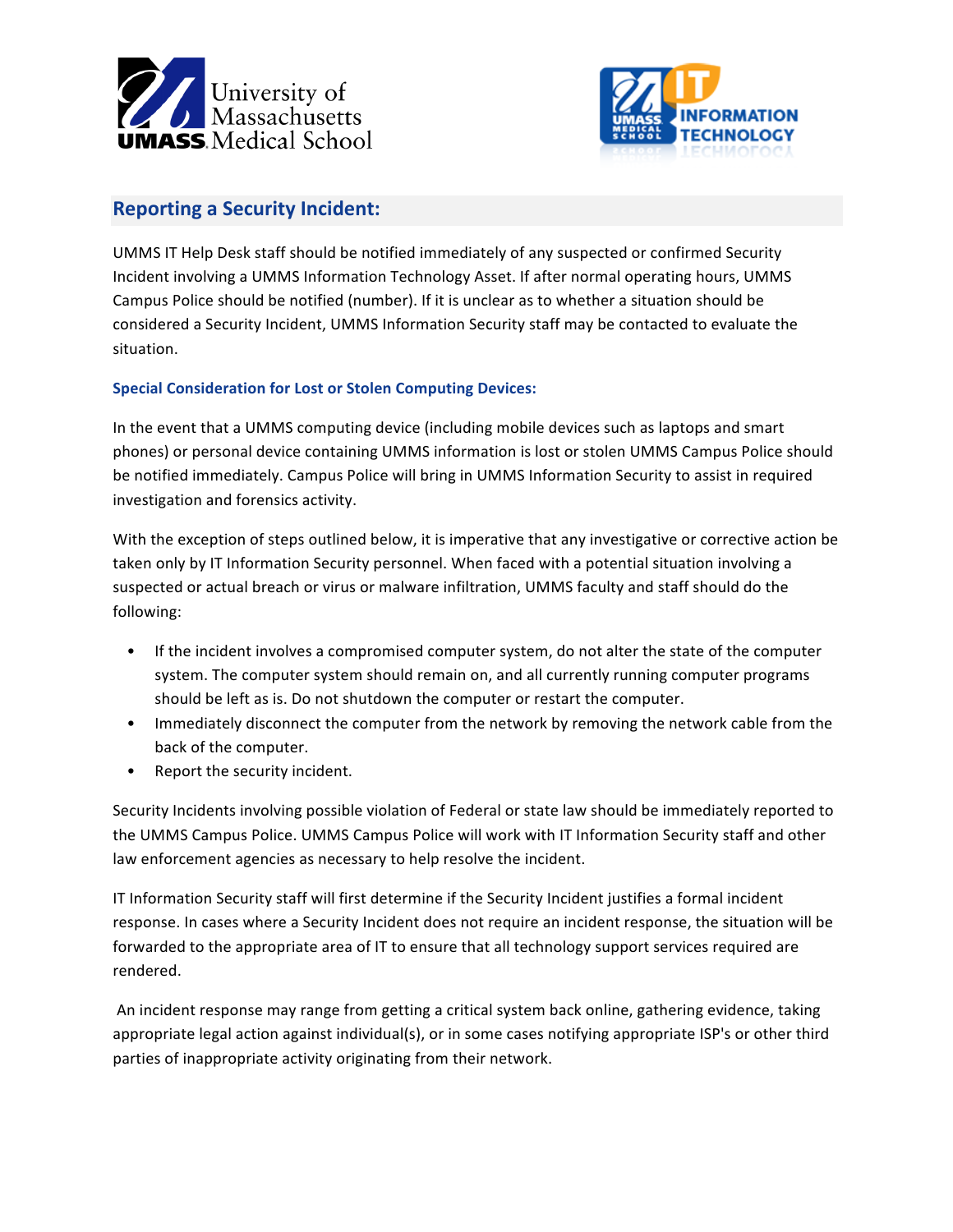## Reporting a Security Incident:

UMMS IT Help Desk staff should be notified immediately of any suspected or confirmed Security Incident involving a UMMS Information Technology Asset. If after normal operating hours, UMMS Campus Police should be notified (number). If it is unclear as to whether a situation should be considered a Security Incident, UMMS Information Security staff may be contacted to evaluate the situation.

### Special Consideration for Lost or Stolen Computing Devices:

In the event that a UMMS computing device (including mobile devices such as laptops and smart phones) or personal device containing UMMS information is lost or stolen UMMS Campus Police should be notified immediately. Campus Police will bring in UMMS Information Security to assist in required investigation and forensics activity.

With the exception of steps outlined below, it is imperative that any investigative or corrective action be taken only by IT Information Security personnel. When faced with a potential situation involving a suspected or actual breach or virus or malware infiltration, UMMS faculty and staff should do the following:

- If the incident involves a compromised computer system, do not alter the state of the computer system. The computer system should remain on, and all currently running computer programs should be left as is. Do not shutdown the computer or restart the computer.
- Immediately disconnect the computer from the network by removing the network cable from the back of the computer.
- Report the security incident.

Security Incidents involving possible violation of Federal or state law should be immediately reported to the UMMS Campus Police. UMMS Campus Police will work with IT Information Security staff and other law enforcement agencies as necessary to help resolve the incident.

IT Information Security staff will first determine if the Security Incident justifies a formal incident response. In cases where a Security Incident does not require an incident response, the situation will be forwarded to the appropriate area of IT to ensure that all technology support services required are rendered.

An incident response may range from getting a critical system back online, gathering evidence, taking appropriate legal action against individual(s), or in some cases notifying appropriate ISP's or other third parties of inappropriate activity originating from their network.